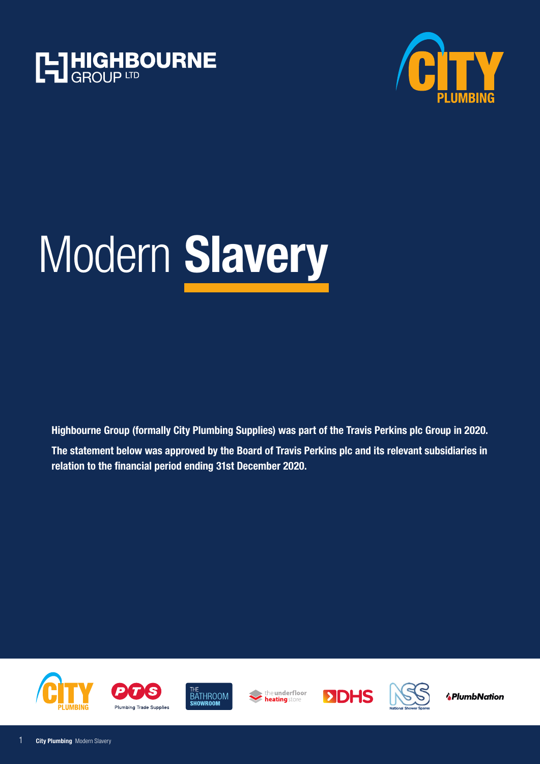# Modern **Slavery**

**Highbourne Group (formally City Plumbing Supplies) was part of the Travis Perkins plc Group in 2020.**

**The statement below was approved by the Board of Travis Perkins plc and its relevant subsidiaries in relation to the financial period ending 31st December 2020.**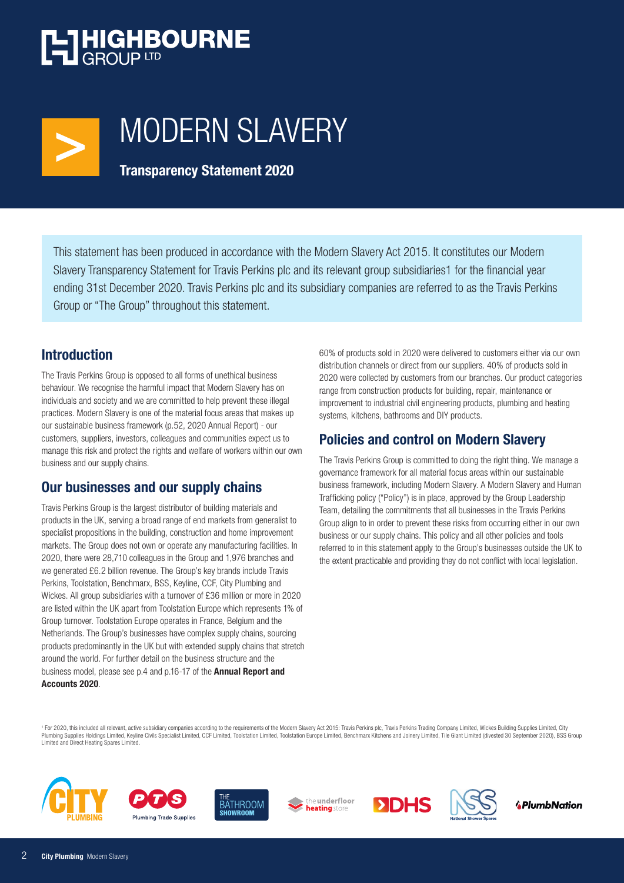# HIGHBOURNE GROUP LTD

# MODERN SLAVERY

**Transparency Statement 2020**

This statement has been produced in accordance with the Modern Slavery Act 2015. It constitutes our Modern Slavery Transparency Statement for Travis Perkins plc and its relevant group subsidiaries1 for the financial year ending 31st December 2020. Travis Perkins plc and its subsidiary companies are referred to as the Travis Perkins Group or "The Group" throughout this statement.

## Introduction

The Travis Perkins Group is opposed to all forms of unethical business behaviour. We recognise the harmful impact that Modern Slavery has on individuals and society and we are committed to help prevent these illegal practices. Modern Slavery is one of the material focus areas that makes up our sustainable business framework (p.52, 2020 Annual Report) - our customers, suppliers, investors, colleagues and communities expect us to manage this risk and protect the rights and welfare of workers within our own business and our supply chains.

## Our businesses and our supply chains

Travis Perkins Group is the largest distributor of building materials and products in the UK, serving a broad range of end markets from generalist to specialist propositions in the building, construction and home improvement markets. The Group does not own or operate any manufacturing facilities. In 2020, there were 28,710 colleagues in the Group and 1,976 branches and we generated £6.2 billion revenue. The Group's key brands include Travis Perkins, Toolstation, Benchmarx, BSS, Keyline, CCF, City Plumbing and Wickes. All group subsidiaries with a turnover of £36 million or more in 2020 are listed within the UK apart from Toolstation Europe which represents 1% of Group turnover. Toolstation Europe operates in France, Belgium and the Netherlands. The Group's businesses have complex supply chains, sourcing products predominantly in the UK but with extended supply chains that stretch around the world. For further detail on the business structure and the business model, please see p.4 and p.16-17 of the **Annual Report and Accounts 2020**.

60% of products sold in 2020 were delivered to customers either via our own distribution channels or direct from our suppliers. 40% of products sold in 2020 were collected by customers from our branches. Our product categories range from construction products for building, repair, maintenance or improvement to industrial civil engineering products, plumbing and heating systems, kitchens, bathrooms and DIY products.

## Policies and control on Modern Slavery

The Travis Perkins Group is committed to doing the right thing. We manage a governance framework for all material focus areas within our sustainable business framework, including Modern Slavery. A Modern Slavery and Human Trafficking policy ("Policy") is in place, approved by the Group Leadership Team, detailing the commitments that all businesses in the Travis Perkins Group align to in order to prevent these risks from occurring either in our own business or our supply chains. This policy and all other policies and tools referred to in this statement apply to the Group's businesses outside the UK to the extent practicable and providing they do not conflict with local legislation.

[1] For 2020, this included all relevant, active subsidiary companies according to the requirements of the Modern Slavery Act 2015: Travis Perkins plc, Travis Perkins Trading Company Limited, Wickes Building Supplies Limited, City Plumbing Supplies Holdings Limited, Keyline Civils Specialist Limited, CCF Limited, Toolstation Limited, Toolstation Europe Limited, Benchmarx Kitchens and Joinery Limited, Tile Giant Limited (divested 30 September 2020), BSS Group Limited and Direct Heating Spares Limited.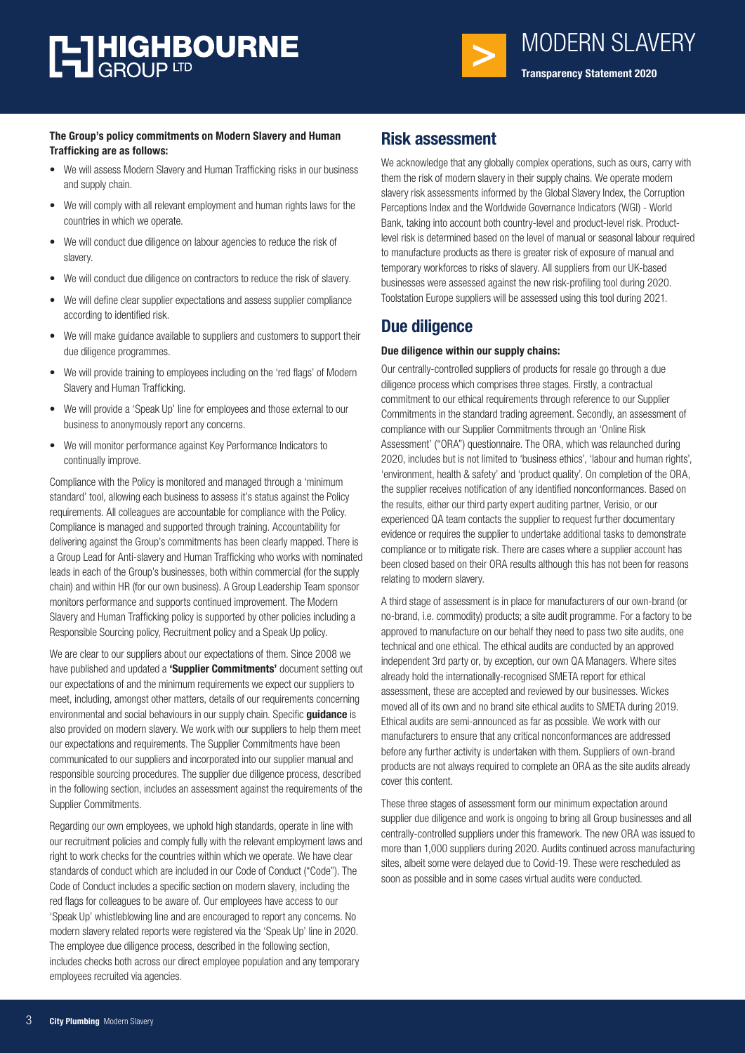**The Group's policy commitments on Modern Slavery and Human Trafficking are as follows:**

- We will assess Modern Slavery and Human Trafficking risks in our business and supply chain.
- We will comply with all relevant employment and human rights laws for the countries in which we operate.
- We will conduct due diligence on labour agencies to reduce the risk of slavery.
- We will conduct due diligence on contractors to reduce the risk of slavery.
- We will define clear supplier expectations and assess supplier compliance according to identified risk.
- We will make guidance available to suppliers and customers to support their due diligence programmes.
- We will provide training to employees including on the 'red flags' of Modern Slavery and Human Trafficking.
- We will provide a 'Speak Up' line for employees and those external to our business to anonymously report any concerns.
- We will monitor performance against Key Performance Indicators to continually improve.

Compliance with the Policy is monitored and managed through a 'minimum standard' tool, allowing each business to assess it's status against the Policy requirements. All colleagues are accountable for compliance with the Policy. Compliance is managed and supported through training. Accountability for delivering against the Group's commitments has been clearly mapped. There is a Group Lead for Anti-slavery and Human Trafficking who works with nominated leads in each of the Group's businesses, both within commercial (for the supply chain) and within HR (for our own business). A Group Leadership Team sponsor monitors performance and supports continued improvement. The Modern Slavery and Human Trafficking policy is supported by other policies including a Responsible Sourcing policy, Recruitment policy and a Speak Up policy.

We are clear to our suppliers about our expectations of them. Since 2008 we have published and updated a **'Supplier Commitments'** document setting out our expectations of and the minimum requirements we expect our suppliers to meet, including, amongst other matters, details of our requirements concerning environmental and social behaviours in our supply chain. Specific **guidance** is also provided on modern slavery. We work with our suppliers to help them meet our expectations and requirements. The Supplier Commitments have been communicated to our suppliers and incorporated into our supplier manual and responsible sourcing procedures. The supplier due diligence process, described in the following section, includes an assessment against the requirements of the Supplier Commitments.

Regarding our own employees, we uphold high standards, operate in line with our recruitment policies and comply fully with the relevant employment laws and right to work checks for the countries within which we operate. We have clear standards of conduct which are included in our Code of Conduct ("Code"). The Code of Conduct includes a specific section on modern slavery, including the red flags for colleagues to be aware of. Our employees have access to our 'Speak Up' whistleblowing line and are encouraged to report any concerns. No modern slavery related reports were registered via the 'Speak Up' line in 2020. The employee due diligence process, described in the following section, includes checks both across our direct employee population and any temporary employees recruited via agencies.

## Risk assessment

We acknowledge that any globally complex operations, such as ours, carry with them the risk of modern slavery in their supply chains. We operate modern slavery risk assessments informed by the Global Slavery Index, the Corruption Perceptions Index and the Worldwide Governance Indicators (WGI) - World Bank, taking into account both country-level and product-level risk. Product-level risk is determined based on the level of manual or seasonal labour required to manufacture products as there is greater risk of exposure of manual and temporary workforces to risks of slavery. All suppliers from our UK-based businesses were assessed against the new risk-profiling tool during 2020. Toolstation Europe suppliers will be assessed using this tool during 2021.

## Due diligence

**Due diligence within our supply chains:**

Our centrally-controlled suppliers of products for resale go through a due diligence process which comprises three stages. Firstly, a contractual commitment to our ethical requirements through reference to our Supplier Commitments in the standard trading agreement. Secondly, an assessment of compliance with our Supplier Commitments through an 'Online Risk Assessment' ("ORA") questionnaire. The ORA, which was relaunched during 2020, includes but is not limited to 'business ethics', 'labour and human rights', 'environment, health & safety' and 'product quality'. On completion of the ORA, the supplier receives notification of any identified nonconformances. Based on the results, either our third party expert auditing partner, Verisio, or our experienced QA team contacts the supplier to request further documentary evidence or requires the supplier to undertake additional tasks to demonstrate compliance or to mitigate risk. There are cases where a supplier account has been closed based on their ORA results although this has not been for reasons relating to modern slavery.

A third stage of assessment is in place for manufacturers of our own-brand (or no-brand, i.e. commodity) products; a site audit programme. For a factory to be approved to manufacture on our behalf they need to pass two site audits, one technical and one ethical. The ethical audits are conducted by an approved independent 3rd party or, by exception, our own QA Managers. Where sites already hold the internationally-recognised SMETA report for ethical assessment, these are accepted and reviewed by our businesses. Wickes moved all of its own and no brand site ethical audits to SMETA during 2019. Ethical audits are semi-announced as far as possible. We work with our manufacturers to ensure that any critical nonconformances are addressed before any further activity is undertaken with them. Suppliers of own-brand products are not always required to complete an ORA as the site audits already cover this content.

These three stages of assessment form our minimum expectation around supplier due diligence and work is ongoing to bring all Group businesses and all centrally-controlled suppliers under this framework. The new ORA was issued to more than 1,000 suppliers during 2020. Audits continued across manufacturing sites, albeit some were delayed due to Covid-19. These were rescheduled as soon as possible and in some cases virtual audits were conducted.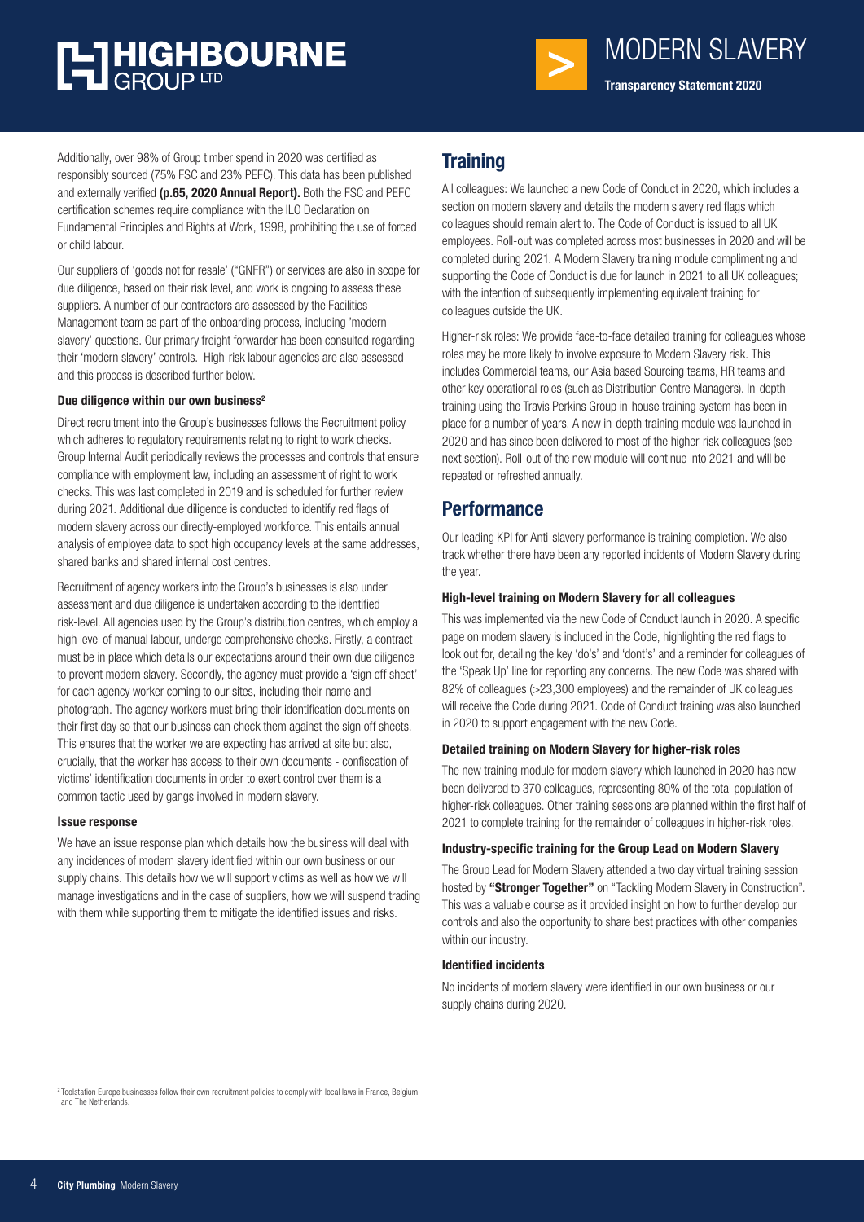Additionally, over 98% of Group timber spend in 2020 was certified as responsibly sourced (75% FSC and 23% PEFC). This data has been published and externally verified **(p.65, 2020 Annual Report).** Both the FSC and PEFC certification schemes require compliance with the ILO Declaration on Fundamental Principles and Rights at Work, 1998, prohibiting the use of forced or child labour.

Our suppliers of 'goods not for resale' ("GNFR") or services are also in scope for due diligence, based on their risk level, and work is ongoing to assess these suppliers. A number of our contractors are assessed by the Facilities Management team as part of the onboarding process, including 'modern slavery' questions. Our primary freight forwarder has been consulted regarding their 'modern slavery' controls. High-risk labour agencies are also assessed and this process is described further below.

#### Due diligence within our own business[2]

Direct recruitment into the Group's businesses follows the Recruitment policy which adheres to regulatory requirements relating to right to work checks. Group Internal Audit periodically reviews the processes and controls that ensure compliance with employment law, including an assessment of right to work checks. This was last completed in 2019 and is scheduled for further review during 2021. Additional due diligence is conducted to identify red flags of modern slavery across our directly-employed workforce. This entails annual analysis of employee data to spot high occupancy levels at the same addresses, shared banks and shared internal cost centres.

Recruitment of agency workers into the Group's businesses is also under assessment and due diligence is undertaken according to the identified risk-level. All agencies used by the Group's distribution centres, which employ a high level of manual labour, undergo comprehensive checks. Firstly, a contract must be in place which details our expectations around their own due diligence to prevent modern slavery. Secondly, the agency must provide a 'sign off sheet' for each agency worker coming to our sites, including their name and photograph. The agency workers must bring their identification documents on their first day so that our business can check them against the sign off sheets. This ensures that the worker we are expecting has arrived at site but also, crucially, that the worker has access to their own documents - confiscation of victims' identification documents in order to exert control over them is a common tactic used by gangs involved in modern slavery.

#### Issue response

We have an issue response plan which details how the business will deal with any incidences of modern slavery identified within our own business or our supply chains. This details how we will support victims as well as how we will manage investigations and in the case of suppliers, how we will suspend trading with them while supporting them to mitigate the identified issues and risks.

## Training

All colleagues: We launched a new Code of Conduct in 2020, which includes a section on modern slavery and details the modern slavery red flags which colleagues should remain alert to. The Code of Conduct is issued to all UK employees. Roll-out was completed across most businesses in 2020 and will be completed during 2021. A Modern Slavery training module complimenting and supporting the Code of Conduct is due for launch in 2021 to all UK colleagues; with the intention of subsequently implementing equivalent training for colleagues outside the UK.

Higher-risk roles: We provide face-to-face detailed training for colleagues whose roles may be more likely to involve exposure to Modern Slavery risk. This includes Commercial teams, our Asia based Sourcing teams, HR teams and other key operational roles (such as Distribution Centre Managers). In-depth training using the Travis Perkins Group in-house training system has been in place for a number of years. A new in-depth training module was launched in 2020 and has since been delivered to most of the higher-risk colleagues (see next section). Roll-out of the new module will continue into 2021 and will be repeated or refreshed annually.

## Performance

Our leading KPI for Anti-slavery performance is training completion. We also track whether there have been any reported incidents of Modern Slavery during the year.

#### High-level training on Modern Slavery for all colleagues

This was implemented via the new Code of Conduct launch in 2020. A specific page on modern slavery is included in the Code, highlighting the red flags to look out for, detailing the key 'do's' and 'dont's' and a reminder for colleagues of the 'Speak Up' line for reporting any concerns. The new Code was shared with 82% of colleagues (>23,300 employees) and the remainder of UK colleagues will receive the Code during 2021. Code of Conduct training was also launched in 2020 to support engagement with the new Code.

#### Detailed training on Modern Slavery for higher-risk roles

The new training module for modern slavery which launched in 2020 has now been delivered to 370 colleagues, representing 80% of the total population of higher-risk colleagues. Other training sessions are planned within the first half of 2021 to complete training for the remainder of colleagues in higher-risk roles.

#### Industry-specific training for the Group Lead on Modern Slavery

The Group Lead for Modern Slavery attended a two day virtual training session hosted by **"Stronger Together"** on "Tackling Modern Slavery in Construction". This was a valuable course as it provided insight on how to further develop our controls and also the opportunity to share best practices with other companies within our industry.

#### Identified incidents

No incidents of modern slavery were identified in our own business or our supply chains during 2020.

[2] Toolstation Europe businesses follow their own recruitment policies to comply with local laws in France, Belgium and The Netherlands.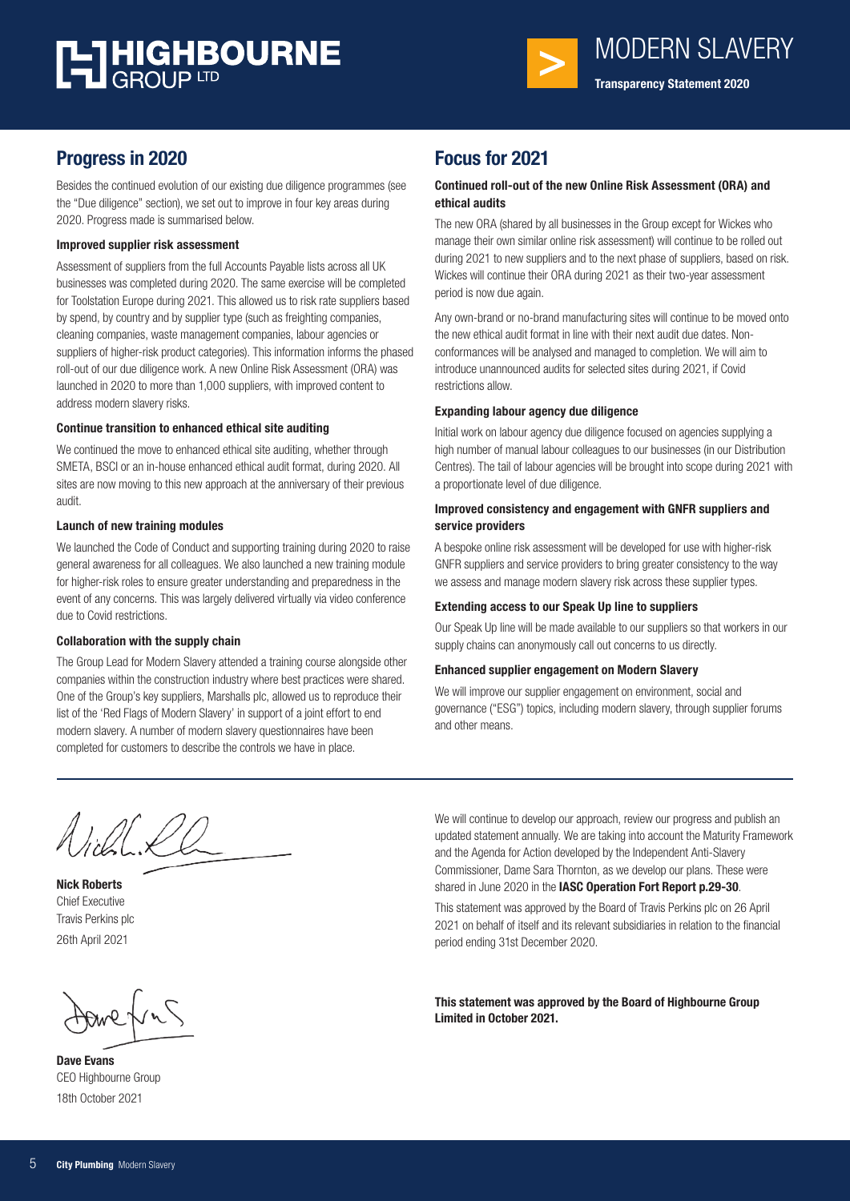# MODERN SLAVERY

**Transparency Statement 2020**

## Progress in 2020

Besides the continued evolution of our existing due diligence programmes (see the "Due diligence" section), we set out to improve in four key areas during 2020. Progress made is summarised below.

#### Improved supplier risk assessment

Assessment of suppliers from the full Accounts Payable lists across all UK businesses was completed during 2020. The same exercise will be completed for Toolstation Europe during 2021. This allowed us to risk rate suppliers based by spend, by country and by supplier type (such as freighting companies, cleaning companies, waste management companies, labour agencies or suppliers of higher-risk product categories). This information informs the phased roll-out of our due diligence work. A new Online Risk Assessment (ORA) was launched in 2020 to more than 1,000 suppliers, with improved content to address modern slavery risks.

#### Continue transition to enhanced ethical site auditing

We continued the move to enhanced ethical site auditing, whether through SMETA, BSCI or an in-house enhanced ethical audit format, during 2020. All sites are now moving to this new approach at the anniversary of their previous audit.

#### Launch of new training modules

We launched the Code of Conduct and supporting training during 2020 to raise general awareness for all colleagues. We also launched a new training module for higher-risk roles to ensure greater understanding and preparedness in the event of any concerns. This was largely delivered virtually via video conference due to Covid restrictions.

#### Collaboration with the supply chain

The Group Lead for Modern Slavery attended a training course alongside other companies within the construction industry where best practices were shared. One of the Group's key suppliers, Marshalls plc, allowed us to reproduce their list of the 'Red Flags of Modern Slavery' in support of a joint effort to end modern slavery. A number of modern slavery questionnaires have been completed for customers to describe the controls we have in place.

## Focus for 2021

#### Continued roll-out of the new Online Risk Assessment (ORA) and ethical audits

The new ORA (shared by all businesses in the Group except for Wickes who manage their own similar online risk assessment) will continue to be rolled out during 2021 to new suppliers and to the next phase of suppliers, based on risk. Wickes will continue their ORA during 2021 as their two-year assessment period is now due again.

Any own-brand or no-brand manufacturing sites will continue to be moved onto the new ethical audit format in line with their next audit due dates. Non-conformances will be analysed and managed to completion. We will aim to introduce unannounced audits for selected sites during 2021, if Covid restrictions allow.

#### Expanding labour agency due diligence

Initial work on labour agency due diligence focused on agencies supplying a high number of manual labour colleagues to our businesses (in our Distribution Centres). The tail of labour agencies will be brought into scope during 2021 with a proportionate level of due diligence.

#### Improved consistency and engagement with GNFR suppliers and service providers

A bespoke online risk assessment will be developed for use with higher-risk GNFR suppliers and service providers to bring greater consistency to the way we assess and manage modern slavery risk across these supplier types.

#### Extending access to our Speak Up line to suppliers

Our Speak Up line will be made available to our suppliers so that workers in our supply chains can anonymously call out concerns to us directly.

#### Enhanced supplier engagement on Modern Slavery

We will improve our supplier engagement on environment, social and governance ("ESG") topics, including modern slavery, through supplier forums and other means.

---

**Nick Roberts**
Chief Executive
Travis Perkins plc
26th April 2021

**Dave Evans**
CEO Highbourne Group
18th October 2021

We will continue to develop our approach, review our progress and publish an updated statement annually. We are taking into account the Maturity Framework and the Agenda for Action developed by the Independent Anti-Slavery Commissioner, Dame Sara Thornton, as we develop our plans. These were shared in June 2020 in the **IASC Operation Fort Report p.29-30**.

This statement was approved by the Board of Travis Perkins plc on 26 April 2021 on behalf of itself and its relevant subsidiaries in relation to the financial period ending 31st December 2020.

**This statement was approved by the Board of Highbourne Group Limited in October 2021.**